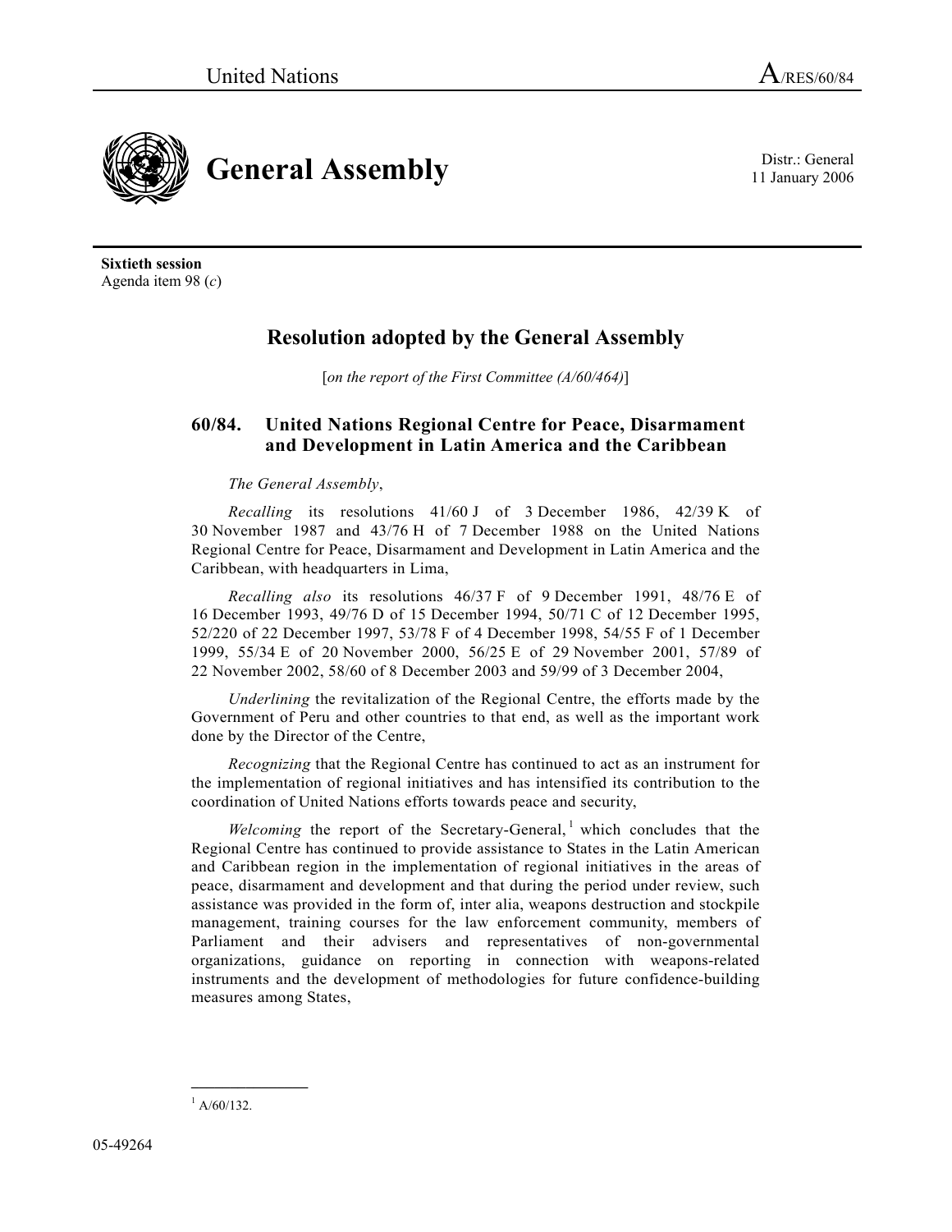United Nations A/RES/60/84

# General Assembly

Distr.: General
11 January 2006

**Sixtieth session**
Agenda item 98 (*c*)

## Resolution adopted by the General Assembly

[*on the report of the First Committee (A/60/464)*]

### 60/84. United Nations Regional Centre for Peace, Disarmament and Development in Latin America and the Caribbean

*The General Assembly*,

*Recalling* its resolutions 41/60 J of 3 December 1986, 42/39 K of 30 November 1987 and 43/76 H of 7 December 1988 on the United Nations Regional Centre for Peace, Disarmament and Development in Latin America and the Caribbean, with headquarters in Lima,

*Recalling also* its resolutions 46/37 F of 9 December 1991, 48/76 E of 16 December 1993, 49/76 D of 15 December 1994, 50/71 C of 12 December 1995, 52/220 of 22 December 1997, 53/78 F of 4 December 1998, 54/55 F of 1 December 1999, 55/34 E of 20 November 2000, 56/25 E of 29 November 2001, 57/89 of 22 November 2002, 58/60 of 8 December 2003 and 59/99 of 3 December 2004,

*Underlining* the revitalization of the Regional Centre, the efforts made by the Government of Peru and other countries to that end, as well as the important work done by the Director of the Centre,

*Recognizing* that the Regional Centre has continued to act as an instrument for the implementation of regional initiatives and has intensified its contribution to the coordination of United Nations efforts towards peace and security,

*Welcoming* the report of the Secretary-General,[1] which concludes that the Regional Centre has continued to provide assistance to States in the Latin American and Caribbean region in the implementation of regional initiatives in the areas of peace, disarmament and development and that during the period under review, such assistance was provided in the form of, inter alia, weapons destruction and stockpile management, training courses for the law enforcement community, members of Parliament and their advisers and representatives of non-governmental organizations, guidance on reporting in connection with weapons-related instruments and the development of methodologies for future confidence-building measures among States,

---

[1] A/60/132.

05-49264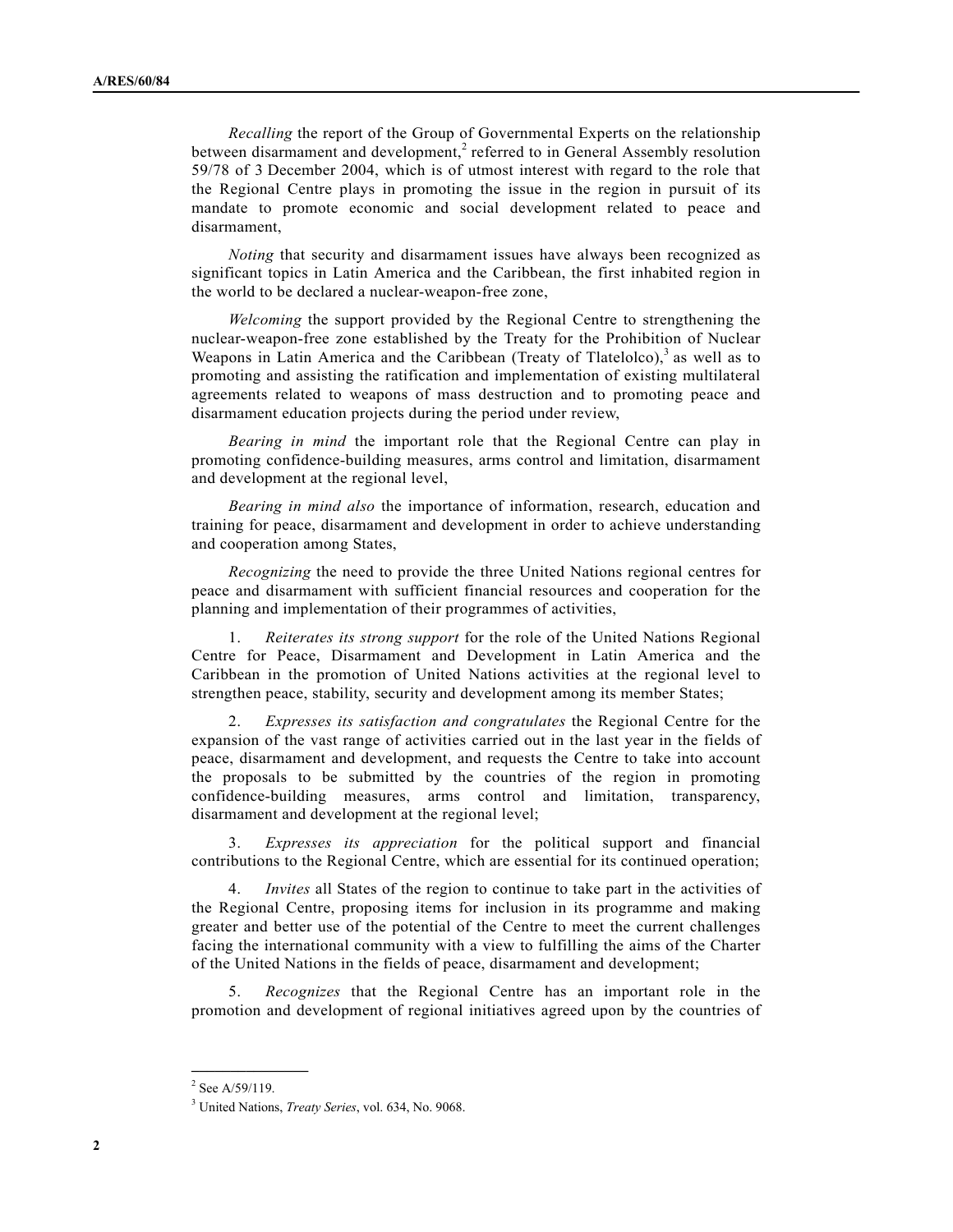*Recalling* the report of the Group of Governmental Experts on the relationship between disarmament and development,[2] referred to in General Assembly resolution 59/78 of 3 December 2004, which is of utmost interest with regard to the role that the Regional Centre plays in promoting the issue in the region in pursuit of its mandate to promote economic and social development related to peace and disarmament,

*Noting* that security and disarmament issues have always been recognized as significant topics in Latin America and the Caribbean, the first inhabited region in the world to be declared a nuclear-weapon-free zone,

*Welcoming* the support provided by the Regional Centre to strengthening the nuclear-weapon-free zone established by the Treaty for the Prohibition of Nuclear Weapons in Latin America and the Caribbean (Treaty of Tlatelolco),[3] as well as to promoting and assisting the ratification and implementation of existing multilateral agreements related to weapons of mass destruction and to promoting peace and disarmament education projects during the period under review,

*Bearing in mind* the important role that the Regional Centre can play in promoting confidence-building measures, arms control and limitation, disarmament and development at the regional level,

*Bearing in mind also* the importance of information, research, education and training for peace, disarmament and development in order to achieve understanding and cooperation among States,

*Recognizing* the need to provide the three United Nations regional centres for peace and disarmament with sufficient financial resources and cooperation for the planning and implementation of their programmes of activities,

1. *Reiterates its strong support* for the role of the United Nations Regional Centre for Peace, Disarmament and Development in Latin America and the Caribbean in the promotion of United Nations activities at the regional level to strengthen peace, stability, security and development among its member States;

2. *Expresses its satisfaction and congratulates* the Regional Centre for the expansion of the vast range of activities carried out in the last year in the fields of peace, disarmament and development, and requests the Centre to take into account the proposals to be submitted by the countries of the region in promoting confidence-building measures, arms control and limitation, transparency, disarmament and development at the regional level;

3. *Expresses its appreciation* for the political support and financial contributions to the Regional Centre, which are essential for its continued operation;

4. *Invites* all States of the region to continue to take part in the activities of the Regional Centre, proposing items for inclusion in its programme and making greater and better use of the potential of the Centre to meet the current challenges facing the international community with a view to fulfilling the aims of the Charter of the United Nations in the fields of peace, disarmament and development;

5. *Recognizes* that the Regional Centre has an important role in the promotion and development of regional initiatives agreed upon by the countries of

---

[2] See A/59/119.

[3] United Nations, *Treaty Series*, vol. 634, No. 9068.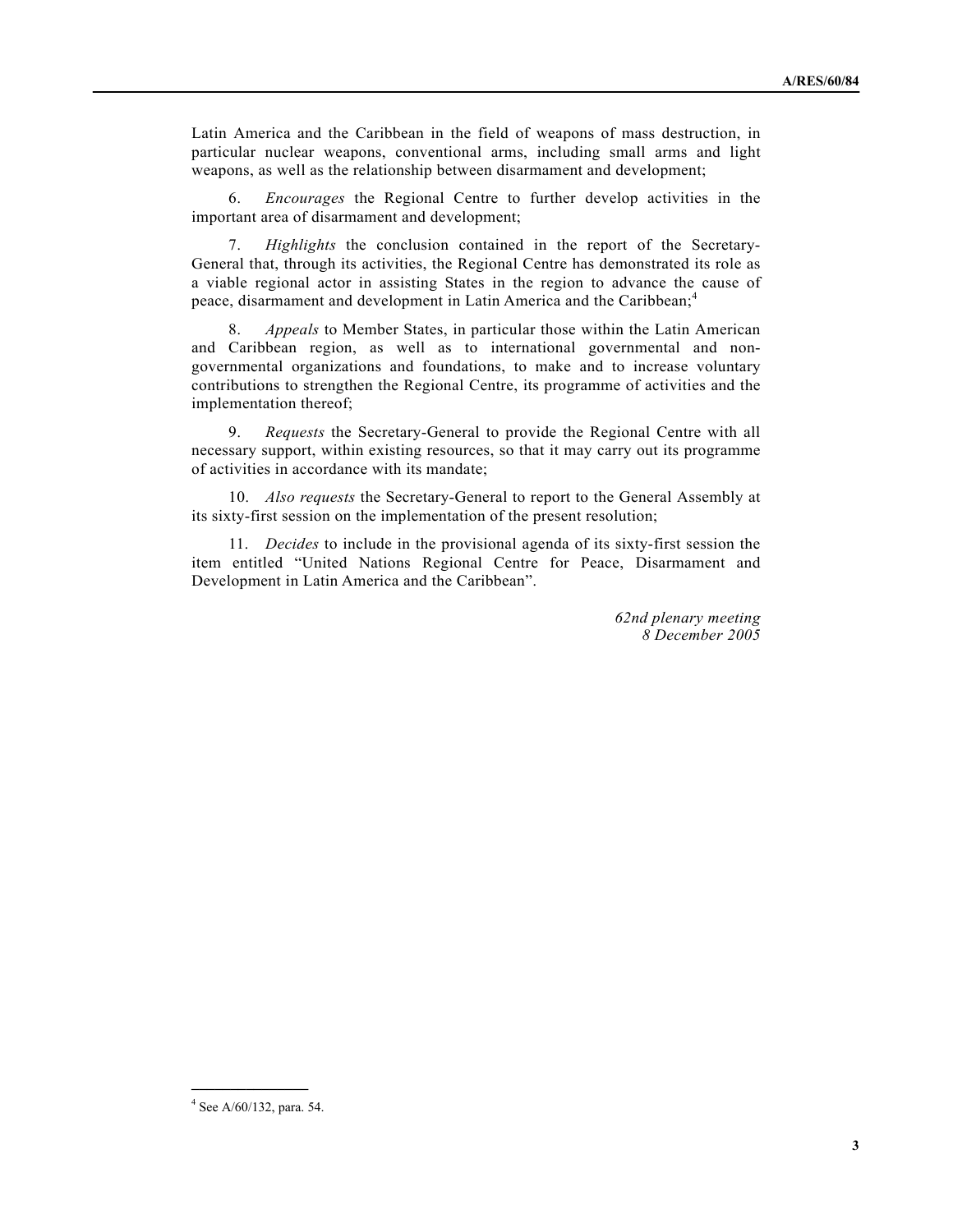Latin America and the Caribbean in the field of weapons of mass destruction, in particular nuclear weapons, conventional arms, including small arms and light weapons, as well as the relationship between disarmament and development;

6. *Encourages* the Regional Centre to further develop activities in the important area of disarmament and development;

7. *Highlights* the conclusion contained in the report of the Secretary-General that, through its activities, the Regional Centre has demonstrated its role as a viable regional actor in assisting States in the region to advance the cause of peace, disarmament and development in Latin America and the Caribbean;[4]

8. *Appeals* to Member States, in particular those within the Latin American and Caribbean region, as well as to international governmental and non-governmental organizations and foundations, to make and to increase voluntary contributions to strengthen the Regional Centre, its programme of activities and the implementation thereof;

9. *Requests* the Secretary-General to provide the Regional Centre with all necessary support, within existing resources, so that it may carry out its programme of activities in accordance with its mandate;

10. *Also requests* the Secretary-General to report to the General Assembly at its sixty-first session on the implementation of the present resolution;

11. *Decides* to include in the provisional agenda of its sixty-first session the item entitled "United Nations Regional Centre for Peace, Disarmament and Development in Latin America and the Caribbean".

*62nd plenary meeting*
*8 December 2005*

---

[4] See A/60/132, para. 54.